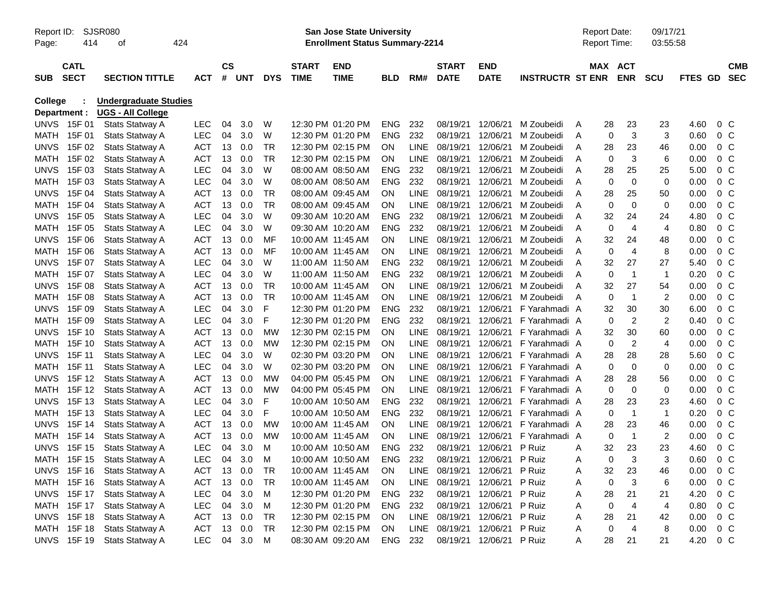Report ID: SJSR080
Page: 414 of 424

**San Jose State University**
**Enrollment Status Summary-2214**

Report Date: 09/17/21
Report Time: 03:55:58

**College : Undergraduate Studies**
**Department : UGS - All College**

| SUB | CATL SECT | SECTION TITTLE | ACT | CS # | UNT | DYS | START TIME | END TIME | BLD | RM# | START DATE | END DATE | INSTRUCTR | ST | MAX ENR | ACT ENR | SCU | FTES | GD | CMB SEC |
|---|---|---|---|---|---|---|---|---|---|---|---|---|---|---|---|---|---|---|---|---|
| UNVS | 15F 01 | Stats Statway A | LEC | 04 | 3.0 | W | 12:30 PM | 01:20 PM | ENG | 232 | 08/19/21 | 12/06/21 | M Zoubeidi | A | 28 | 23 | 23 | 4.60 | 0 | C |
| MATH | 15F 01 | Stats Statway A | LEC | 04 | 3.0 | W | 12:30 PM | 01:20 PM | ENG | 232 | 08/19/21 | 12/06/21 | M Zoubeidi | A | 0 | 3 | 3 | 0.60 | 0 | C |
| UNVS | 15F 02 | Stats Statway A | ACT | 13 | 0.0 | TR | 12:30 PM | 02:15 PM | ON | LINE | 08/19/21 | 12/06/21 | M Zoubeidi | A | 28 | 23 | 46 | 0.00 | 0 | C |
| MATH | 15F 02 | Stats Statway A | ACT | 13 | 0.0 | TR | 12:30 PM | 02:15 PM | ON | LINE | 08/19/21 | 12/06/21 | M Zoubeidi | A | 0 | 3 | 6 | 0.00 | 0 | C |
| UNVS | 15F 03 | Stats Statway A | LEC | 04 | 3.0 | W | 08:00 AM | 08:50 AM | ENG | 232 | 08/19/21 | 12/06/21 | M Zoubeidi | A | 28 | 25 | 25 | 5.00 | 0 | C |
| MATH | 15F 03 | Stats Statway A | LEC | 04 | 3.0 | W | 08:00 AM | 08:50 AM | ENG | 232 | 08/19/21 | 12/06/21 | M Zoubeidi | A | 0 | 0 | 0 | 0.00 | 0 | C |
| UNVS | 15F 04 | Stats Statway A | ACT | 13 | 0.0 | TR | 08:00 AM | 09:45 AM | ON | LINE | 08/19/21 | 12/06/21 | M Zoubeidi | A | 28 | 25 | 50 | 0.00 | 0 | C |
| MATH | 15F 04 | Stats Statway A | ACT | 13 | 0.0 | TR | 08:00 AM | 09:45 AM | ON | LINE | 08/19/21 | 12/06/21 | M Zoubeidi | A | 0 | 0 | 0 | 0.00 | 0 | C |
| UNVS | 15F 05 | Stats Statway A | LEC | 04 | 3.0 | W | 09:30 AM | 10:20 AM | ENG | 232 | 08/19/21 | 12/06/21 | M Zoubeidi | A | 32 | 24 | 24 | 4.80 | 0 | C |
| MATH | 15F 05 | Stats Statway A | LEC | 04 | 3.0 | W | 09:30 AM | 10:20 AM | ENG | 232 | 08/19/21 | 12/06/21 | M Zoubeidi | A | 0 | 4 | 4 | 0.80 | 0 | C |
| UNVS | 15F 06 | Stats Statway A | ACT | 13 | 0.0 | MF | 10:00 AM | 11:45 AM | ON | LINE | 08/19/21 | 12/06/21 | M Zoubeidi | A | 32 | 24 | 48 | 0.00 | 0 | C |
| MATH | 15F 06 | Stats Statway A | ACT | 13 | 0.0 | MF | 10:00 AM | 11:45 AM | ON | LINE | 08/19/21 | 12/06/21 | M Zoubeidi | A | 0 | 4 | 8 | 0.00 | 0 | C |
| UNVS | 15F 07 | Stats Statway A | LEC | 04 | 3.0 | W | 11:00 AM | 11:50 AM | ENG | 232 | 08/19/21 | 12/06/21 | M Zoubeidi | A | 32 | 27 | 27 | 5.40 | 0 | C |
| MATH | 15F 07 | Stats Statway A | LEC | 04 | 3.0 | W | 11:00 AM | 11:50 AM | ENG | 232 | 08/19/21 | 12/06/21 | M Zoubeidi | A | 0 | 1 | 1 | 0.20 | 0 | C |
| UNVS | 15F 08 | Stats Statway A | ACT | 13 | 0.0 | TR | 10:00 AM | 11:45 AM | ON | LINE | 08/19/21 | 12/06/21 | M Zoubeidi | A | 32 | 27 | 54 | 0.00 | 0 | C |
| MATH | 15F 08 | Stats Statway A | ACT | 13 | 0.0 | TR | 10:00 AM | 11:45 AM | ON | LINE | 08/19/21 | 12/06/21 | M Zoubeidi | A | 0 | 1 | 2 | 0.00 | 0 | C |
| UNVS | 15F 09 | Stats Statway A | LEC | 04 | 3.0 | F | 12:30 PM | 01:20 PM | ENG | 232 | 08/19/21 | 12/06/21 | F Yarahmadi | A | 32 | 30 | 30 | 6.00 | 0 | C |
| MATH | 15F 09 | Stats Statway A | LEC | 04 | 3.0 | F | 12:30 PM | 01:20 PM | ENG | 232 | 08/19/21 | 12/06/21 | F Yarahmadi | A | 0 | 2 | 2 | 0.40 | 0 | C |
| UNVS | 15F 10 | Stats Statway A | ACT | 13 | 0.0 | MW | 12:30 PM | 02:15 PM | ON | LINE | 08/19/21 | 12/06/21 | F Yarahmadi | A | 32 | 30 | 60 | 0.00 | 0 | C |
| MATH | 15F 10 | Stats Statway A | ACT | 13 | 0.0 | MW | 12:30 PM | 02:15 PM | ON | LINE | 08/19/21 | 12/06/21 | F Yarahmadi | A | 0 | 2 | 4 | 0.00 | 0 | C |
| UNVS | 15F 11 | Stats Statway A | LEC | 04 | 3.0 | W | 02:30 PM | 03:20 PM | ON | LINE | 08/19/21 | 12/06/21 | F Yarahmadi | A | 28 | 28 | 28 | 5.60 | 0 | C |
| MATH | 15F 11 | Stats Statway A | LEC | 04 | 3.0 | W | 02:30 PM | 03:20 PM | ON | LINE | 08/19/21 | 12/06/21 | F Yarahmadi | A | 0 | 0 | 0 | 0.00 | 0 | C |
| UNVS | 15F 12 | Stats Statway A | ACT | 13 | 0.0 | MW | 04:00 PM | 05:45 PM | ON | LINE | 08/19/21 | 12/06/21 | F Yarahmadi | A | 28 | 28 | 56 | 0.00 | 0 | C |
| MATH | 15F 12 | Stats Statway A | ACT | 13 | 0.0 | MW | 04:00 PM | 05:45 PM | ON | LINE | 08/19/21 | 12/06/21 | F Yarahmadi | A | 0 | 0 | 0 | 0.00 | 0 | C |
| UNVS | 15F 13 | Stats Statway A | LEC | 04 | 3.0 | F | 10:00 AM | 10:50 AM | ENG | 232 | 08/19/21 | 12/06/21 | F Yarahmadi | A | 28 | 23 | 23 | 4.60 | 0 | C |
| MATH | 15F 13 | Stats Statway A | LEC | 04 | 3.0 | F | 10:00 AM | 10:50 AM | ENG | 232 | 08/19/21 | 12/06/21 | F Yarahmadi | A | 0 | 1 | 1 | 0.20 | 0 | C |
| UNVS | 15F 14 | Stats Statway A | ACT | 13 | 0.0 | MW | 10:00 AM | 11:45 AM | ON | LINE | 08/19/21 | 12/06/21 | F Yarahmadi | A | 28 | 23 | 46 | 0.00 | 0 | C |
| MATH | 15F 14 | Stats Statway A | ACT | 13 | 0.0 | MW | 10:00 AM | 11:45 AM | ON | LINE | 08/19/21 | 12/06/21 | F Yarahmadi | A | 0 | 1 | 2 | 0.00 | 0 | C |
| UNVS | 15F 15 | Stats Statway A | LEC | 04 | 3.0 | M | 10:00 AM | 10:50 AM | ENG | 232 | 08/19/21 | 12/06/21 | P Ruiz | A | 32 | 23 | 23 | 4.60 | 0 | C |
| MATH | 15F 15 | Stats Statway A | LEC | 04 | 3.0 | M | 10:00 AM | 10:50 AM | ENG | 232 | 08/19/21 | 12/06/21 | P Ruiz | A | 0 | 3 | 3 | 0.60 | 0 | C |
| UNVS | 15F 16 | Stats Statway A | ACT | 13 | 0.0 | TR | 10:00 AM | 11:45 AM | ON | LINE | 08/19/21 | 12/06/21 | P Ruiz | A | 32 | 23 | 46 | 0.00 | 0 | C |
| MATH | 15F 16 | Stats Statway A | ACT | 13 | 0.0 | TR | 10:00 AM | 11:45 AM | ON | LINE | 08/19/21 | 12/06/21 | P Ruiz | A | 0 | 3 | 6 | 0.00 | 0 | C |
| UNVS | 15F 17 | Stats Statway A | LEC | 04 | 3.0 | M | 12:30 PM | 01:20 PM | ENG | 232 | 08/19/21 | 12/06/21 | P Ruiz | A | 28 | 21 | 21 | 4.20 | 0 | C |
| MATH | 15F 17 | Stats Statway A | LEC | 04 | 3.0 | M | 12:30 PM | 01:20 PM | ENG | 232 | 08/19/21 | 12/06/21 | P Ruiz | A | 0 | 4 | 4 | 0.80 | 0 | C |
| UNVS | 15F 18 | Stats Statway A | ACT | 13 | 0.0 | TR | 12:30 PM | 02:15 PM | ON | LINE | 08/19/21 | 12/06/21 | P Ruiz | A | 28 | 21 | 42 | 0.00 | 0 | C |
| MATH | 15F 18 | Stats Statway A | ACT | 13 | 0.0 | TR | 12:30 PM | 02:15 PM | ON | LINE | 08/19/21 | 12/06/21 | P Ruiz | A | 0 | 4 | 8 | 0.00 | 0 | C |
| UNVS | 15F 19 | Stats Statway A | LEC | 04 | 3.0 | M | 08:30 AM | 09:20 AM | ENG | 232 | 08/19/21 | 12/06/21 | P Ruiz | A | 28 | 21 | 21 | 4.20 | 0 | C |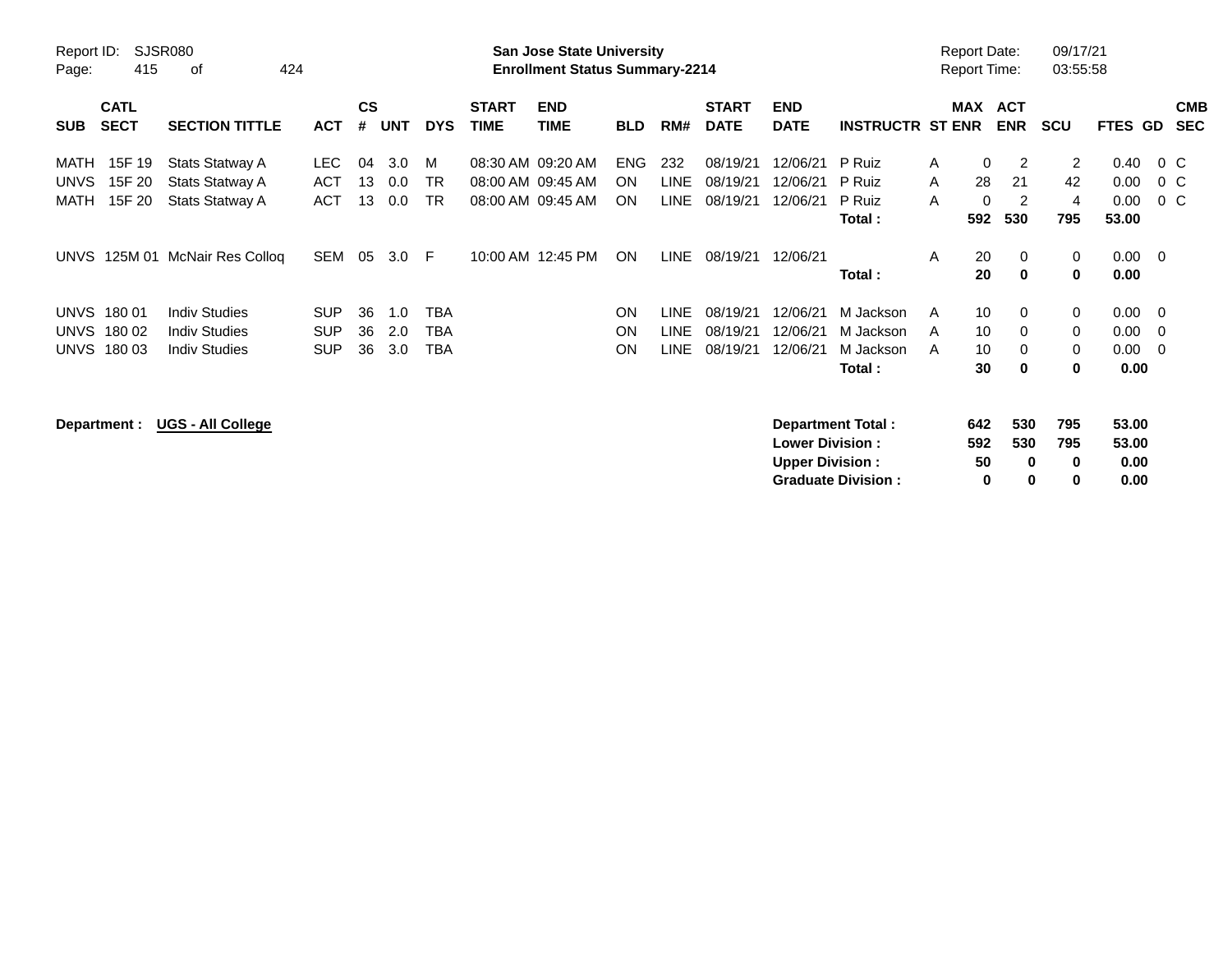| SUB | CATL SECT | SECTION TITTLE | ACT | CS # | UNT | DYS | START TIME | END TIME | BLD | RM# | START DATE | END DATE | INSTRUCTR | ST | MAX ENR | ACT ENR | SCU | FTES | GD | CMB SEC |
|---|---|---|---|---|---|---|---|---|---|---|---|---|---|---|---|---|---|---|---|---|
| MATH | 15F 19 | Stats Statway A | LEC | 04 | 3.0 | M | 08:30 AM | 09:20 AM | ENG | 232 | 08/19/21 | 12/06/21 | P Ruiz | A | 0 | 2 | 2 | 0.40 | 0 | C |
| UNVS | 15F 20 | Stats Statway A | ACT | 13 | 0.0 | TR | 08:00 AM | 09:45 AM | ON | LINE | 08/19/21 | 12/06/21 | P Ruiz | A | 28 | 21 | 42 | 0.00 | 0 | C |
| MATH | 15F 20 | Stats Statway A | ACT | 13 | 0.0 | TR | 08:00 AM | 09:45 AM | ON | LINE | 08/19/21 | 12/06/21 | P Ruiz | A | 0 | 2 | 4 | 0.00 | 0 | C |
| | | | | | | | | | | | | | **Total :** | | **592** | **530** | **795** | **53.00** | | |
| UNVS | 125M 01 | McNair Res Colloq | SEM | 05 | 3.0 | F | 10:00 AM | 12:45 PM | ON | LINE | 08/19/21 | 12/06/21 | | A | 20 | 0 | 0 | 0.00 | 0 | |
| | | | | | | | | | | | | | **Total :** | | **20** | **0** | **0** | **0.00** | | |
| UNVS | 180 01 | Indiv Studies | SUP | 36 | 1.0 | TBA | | | ON | LINE | 08/19/21 | 12/06/21 | M Jackson | A | 10 | 0 | 0 | 0.00 | 0 | |
| UNVS | 180 02 | Indiv Studies | SUP | 36 | 2.0 | TBA | | | ON | LINE | 08/19/21 | 12/06/21 | M Jackson | A | 10 | 0 | 0 | 0.00 | 0 | |
| UNVS | 180 03 | Indiv Studies | SUP | 36 | 3.0 | TBA | | | ON | LINE | 08/19/21 | 12/06/21 | M Jackson | A | 10 | 0 | 0 | 0.00 | 0 | |
| | | | | | | | | | | | | | **Total :** | | **30** | **0** | **0** | **0.00** | | |

**Department : UGS - All College**

| | MAX ENR | ACT ENR | SCU | FTES |
|---|---|---|---|---|
| **Department Total :** | **642** | **530** | **795** | **53.00** |
| **Lower Division :** | **592** | **530** | **795** | **53.00** |
| **Upper Division :** | **50** | **0** | **0** | **0.00** |
| **Graduate Division :** | **0** | **0** | **0** | **0.00** |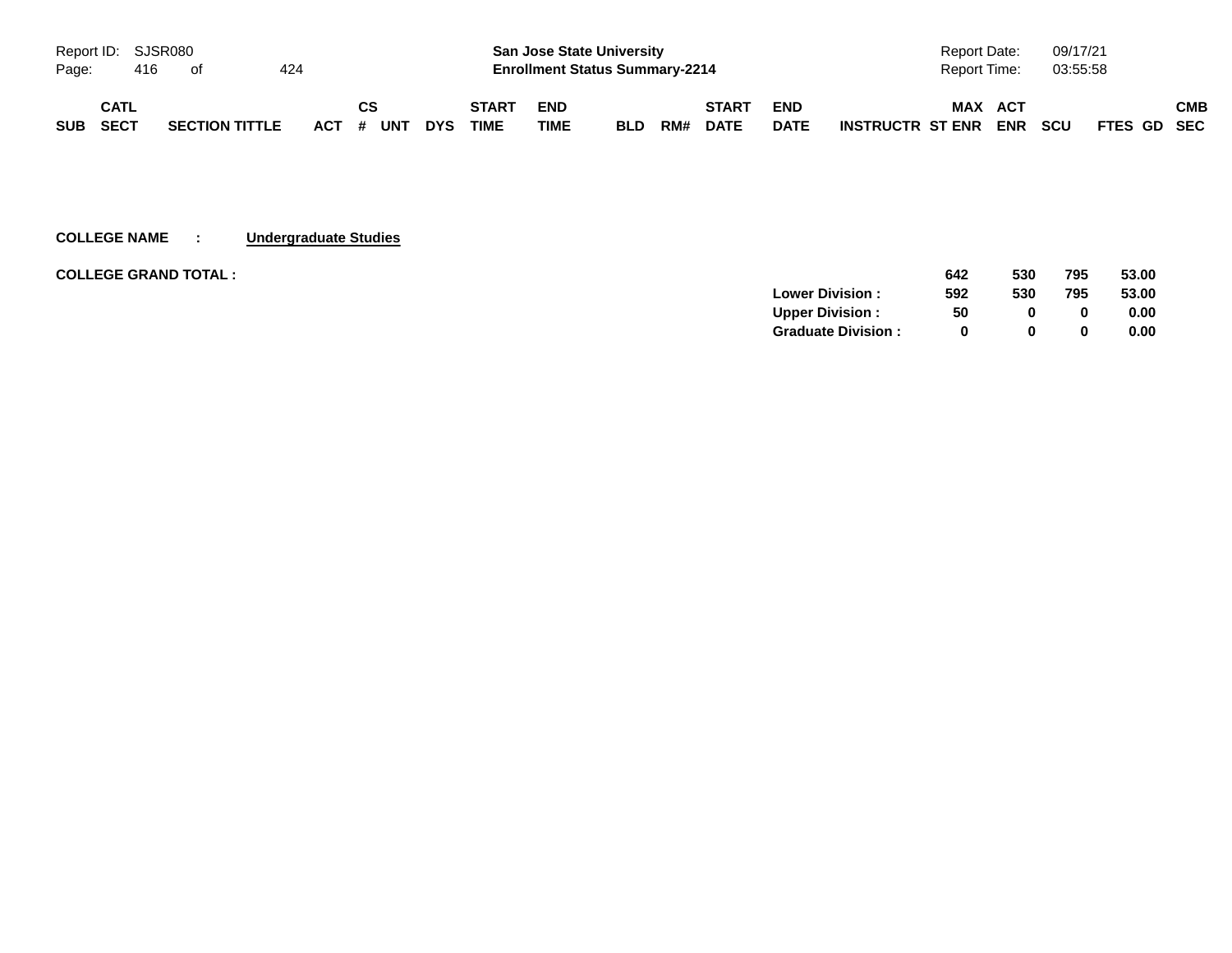| SUB | CATL SECT | SECTION TITTLE | ACT | CS # | UNT | DYS | START TIME | END TIME | BLD | RM# | START DATE | END DATE | INSTRUCTR | MAX ST ENR | ACT ENR | SCU | FTES | GD | CMB SEC |
|---|---|---|---|---|---|---|---|---|---|---|---|---|---|---|---|---|---|---|---|

**COLLEGE NAME : Undergraduate Studies**

| | | | | |
|---|---|---|---|---|
| **COLLEGE GRAND TOTAL :** | **642** | **530** | **795** | **53.00** |
| **Lower Division :** | **592** | **530** | **795** | **53.00** |
| **Upper Division :** | **50** | **0** | **0** | **0.00** |
| **Graduate Division :** | **0** | **0** | **0** | **0.00** |